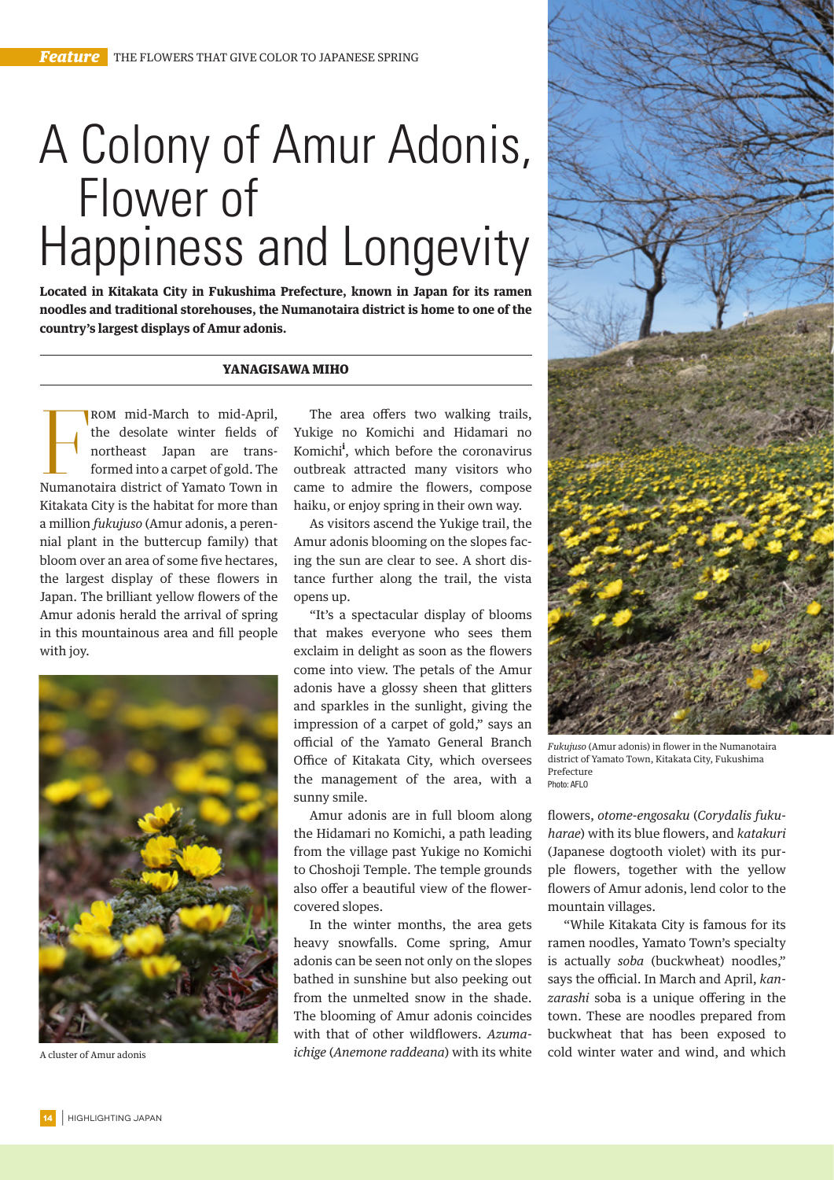# A Colony of Amur Adonis, Flower of Happiness and Longevity

**Located in Kitakata City in Fukushima Prefecture, known in Japan for its ramen noodles and traditional storehouses, the Numanotaira district is home to one of the country's largest displays of Amur adonis.**

**YANAGISAWA MIHO**

From mid-March to mid-April, the desolate winter fields of northeast Japan are transformed into a carpet of gold. The Numanotaira district of Yamato Town in Kitakata City is the habitat for more than a million *fukujuso* (Amur adonis, a perennial plant in the buttercup family) that bloom over an area of some five hectares, the largest display of these flowers in Japan. The brilliant yellow flowers of the Amur adonis herald the arrival of spring in this mountainous area and fill people with joy.

A cluster of Amur adonis

The area offers two walking trails, Yukige no Komichi and Hidamari no Komichi[i], which before the coronavirus outbreak attracted many visitors who came to admire the flowers, compose haiku, or enjoy spring in their own way.

As visitors ascend the Yukige trail, the Amur adonis blooming on the slopes facing the sun are clear to see. A short distance further along the trail, the vista opens up.

"It's a spectacular display of blooms that makes everyone who sees them exclaim in delight as soon as the flowers come into view. The petals of the Amur adonis have a glossy sheen that glitters and sparkles in the sunlight, giving the impression of a carpet of gold," says an official of the Yamato General Branch Office of Kitakata City, which oversees the management of the area, with a sunny smile.

Amur adonis are in full bloom along the Hidamari no Komichi, a path leading from the village past Yukige no Komichi to Choshoji Temple. The temple grounds also offer a beautiful view of the flower-covered slopes.

In the winter months, the area gets heavy snowfalls. Come spring, Amur adonis can be seen not only on the slopes bathed in sunshine but also peeking out from the unmelted snow in the shade. The blooming of Amur adonis coincides with that of other wildflowers. *Azuma-ichige* (*Anemone raddeana*) with its white flowers, *otome-engosaku* (*Corydalis fukuharae*) with its blue flowers, and *katakuri* (Japanese dogtooth violet) with its purple flowers, together with the yellow flowers of Amur adonis, lend color to the mountain villages.

*Fukujuso* (Amur adonis) in flower in the Numanotaira district of Yamato Town, Kitakata City, Fukushima Prefecture
Photo: AFLO

"While Kitakata City is famous for its ramen noodles, Yamato Town's specialty is actually *soba* (buckwheat) noodles," says the official. In March and April, *kanzarashi* soba is a unique offering in the town. These are noodles prepared from buckwheat that has been exposed to cold winter water and wind, and which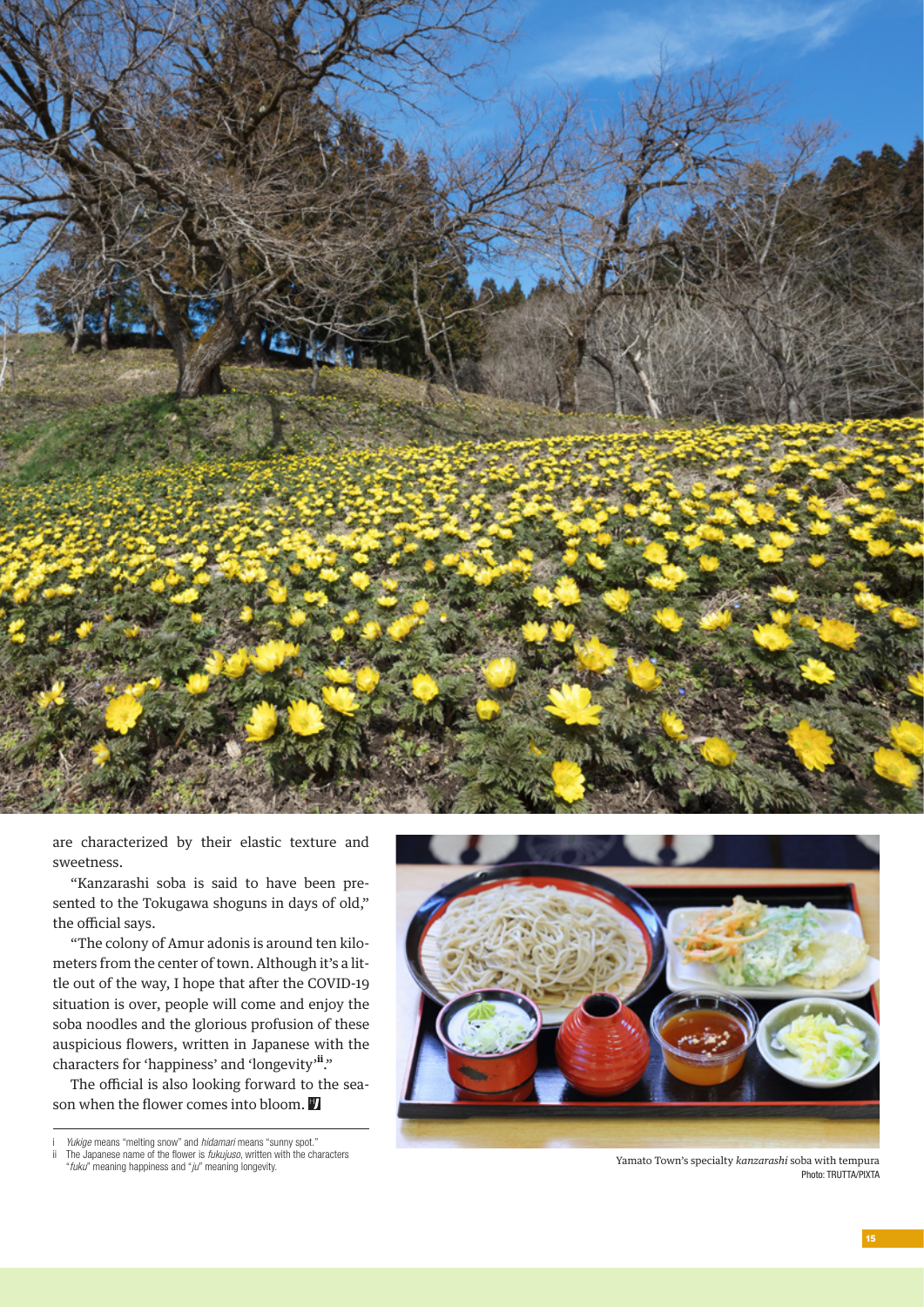are characterized by their elastic texture and sweetness.

"Kanzarashi soba is said to have been presented to the Tokugawa shoguns in days of old," the official says.

"The colony of Amur adonis is around ten kilometers from the center of town. Although it's a little out of the way, I hope that after the COVID-19 situation is over, people will come and enjoy the soba noodles and the glorious profusion of these auspicious flowers, written in Japanese with the characters for 'happiness' and 'longevity'[ii]."

The official is also looking forward to the season when the flower comes into bloom.

i *Yukige* means "melting snow" and *hidamari* means "sunny spot."
ii The Japanese name of the flower is *fukujuso*, written with the characters "*fuku*" meaning happiness and "*ju*" meaning longevity.

Yamato Town's specialty *kanzarashi* soba with tempura
Photo: TRUTTA/PIXTA